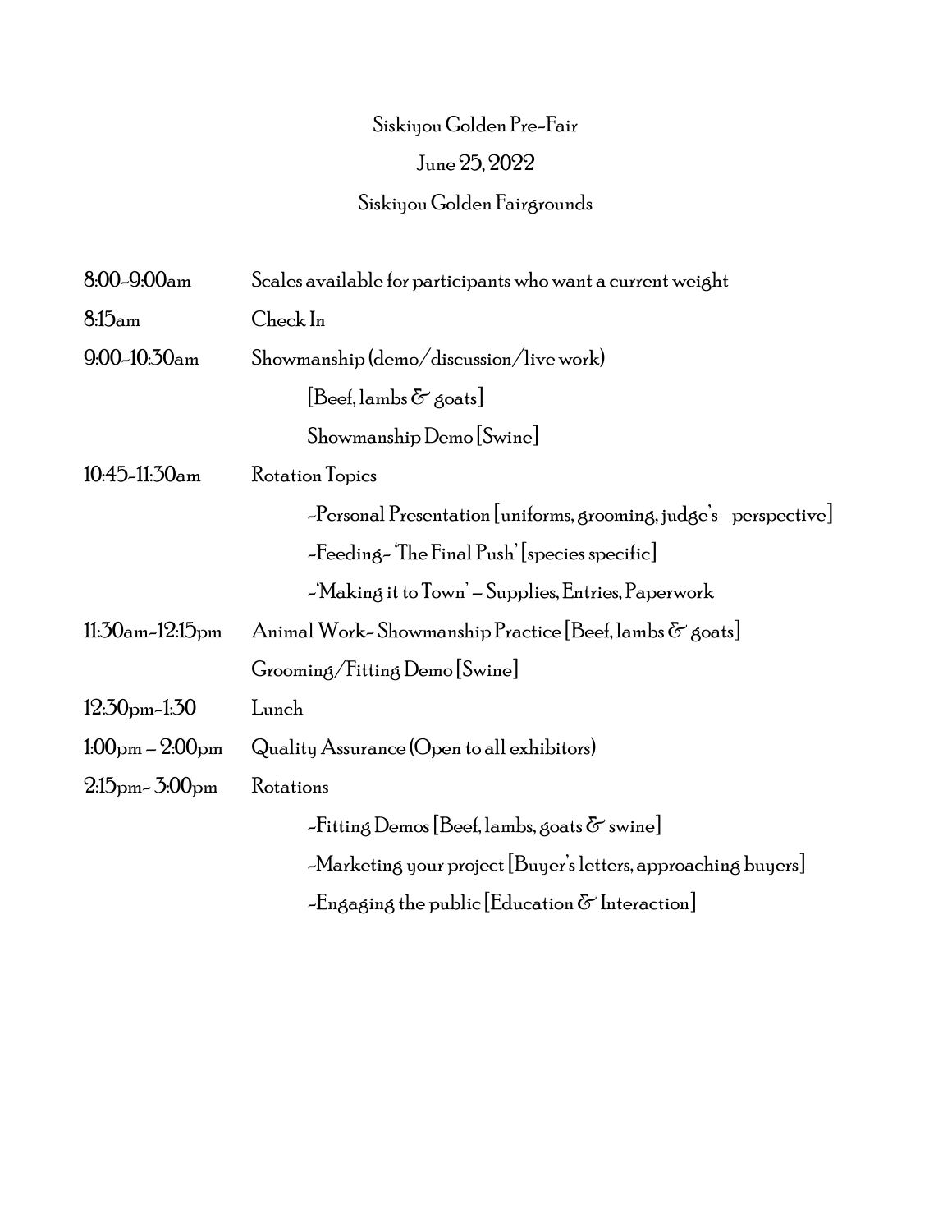# Siskiyou Golden Pre-Fair

## June 25, 2022

## Siskiyou Golden Fairgrounds

| | |
|---|---|
| 8:00-9:00am | Scales available for participants who want a current weight |
| 8:15am | Check In |
| 9:00-10:30am | Showmanship (demo/discussion/live work) |
| | [Beef, lambs & goats] |
| | Showmanship Demo [Swine] |
| 10:45-11:30am | Rotation Topics |
| | -Personal Presentation [uniforms, grooming, judge's perspective] |
| | -Feeding- 'The Final Push' [species specific] |
| | -'Making it to Town' – Supplies, Entries, Paperwork |
| 11:30am-12:15pm | Animal Work- Showmanship Practice [Beef, lambs & goats] |
| | Grooming/Fitting Demo [Swine] |
| 12:30pm-1:30 | Lunch |
| 1:00pm – 2:00pm | Quality Assurance (Open to all exhibitors) |
| 2:15pm- 3:00pm | Rotations |
| | -Fitting Demos [Beef, lambs, goats & swine] |
| | -Marketing your project [Buyer's letters, approaching buyers] |
| | -Engaging the public [Education & Interaction] |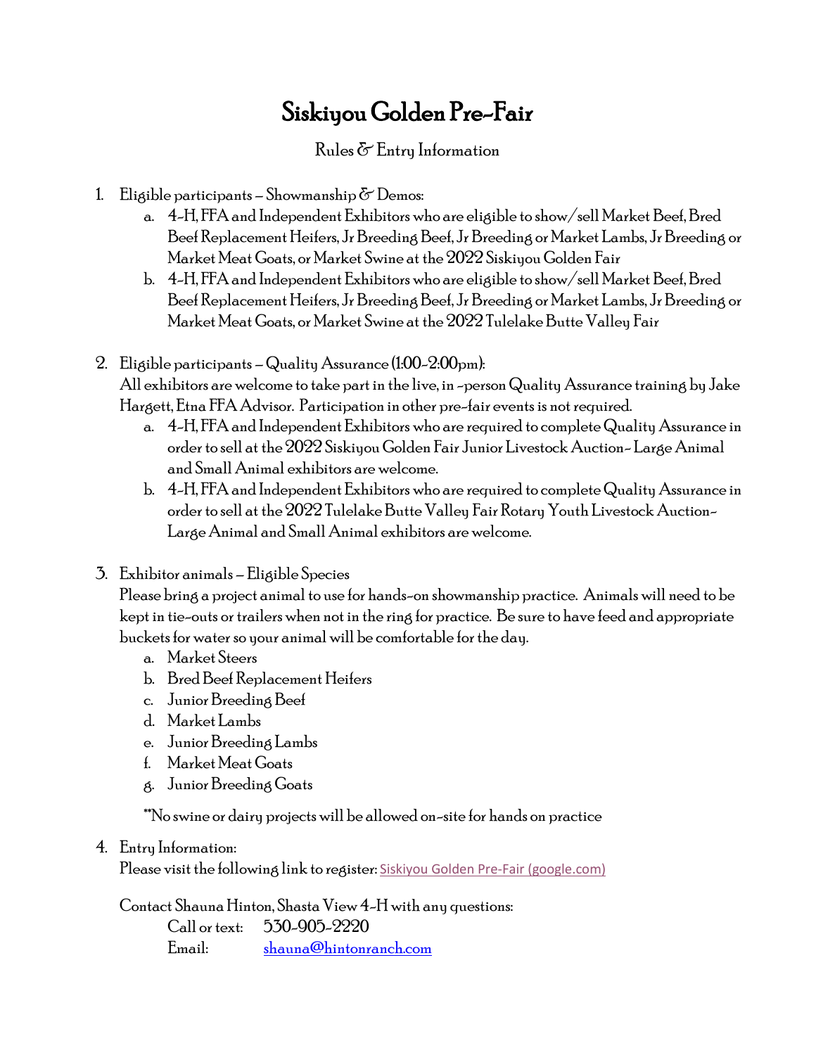# Siskiyou Golden Pre-Fair

Rules & Entry Information

1. Eligible participants – Showmanship & Demos:
   a. 4-H, FFA and Independent Exhibitors who are eligible to show/sell Market Beef, Bred Beef Replacement Heifers, Jr Breeding Beef, Jr Breeding or Market Lambs, Jr Breeding or Market Meat Goats, or Market Swine at the 2022 Siskiyou Golden Fair
   b. 4-H, FFA and Independent Exhibitors who are eligible to show/sell Market Beef, Bred Beef Replacement Heifers, Jr Breeding Beef, Jr Breeding or Market Lambs, Jr Breeding or Market Meat Goats, or Market Swine at the 2022 Tulelake Butte Valley Fair

2. Eligible participants – Quality Assurance (1:00-2:00pm):
   All exhibitors are welcome to take part in the live, in -person Quality Assurance training by Jake Hargett, Etna FFA Advisor. Participation in other pre-fair events is not required.
   a. 4-H, FFA and Independent Exhibitors who are required to complete Quality Assurance in order to sell at the 2022 Siskiyou Golden Fair Junior Livestock Auction- Large Animal and Small Animal exhibitors are welcome.
   b. 4-H, FFA and Independent Exhibitors who are required to complete Quality Assurance in order to sell at the 2022 Tulelake Butte Valley Fair Rotary Youth Livestock Auction- Large Animal and Small Animal exhibitors are welcome.

3. Exhibitor animals – Eligible Species
   Please bring a project animal to use for hands-on showmanship practice. Animals will need to be kept in tie-outs or trailers when not in the ring for practice. Be sure to have feed and appropriate buckets for water so your animal will be comfortable for the day.
   a. Market Steers
   b. Bred Beef Replacement Heifers
   c. Junior Breeding Beef
   d. Market Lambs
   e. Junior Breeding Lambs
   f. Market Meat Goats
   g. Junior Breeding Goats

   **No swine or dairy projects will be allowed on-site for hands on practice

4. Entry Information:
   Please visit the following link to register: Siskiyou Golden Pre-Fair (google.com)

   Contact Shauna Hinton, Shasta View 4-H with any questions:
   Call or text: 530-905-2220
   Email: shauna@hintonranch.com